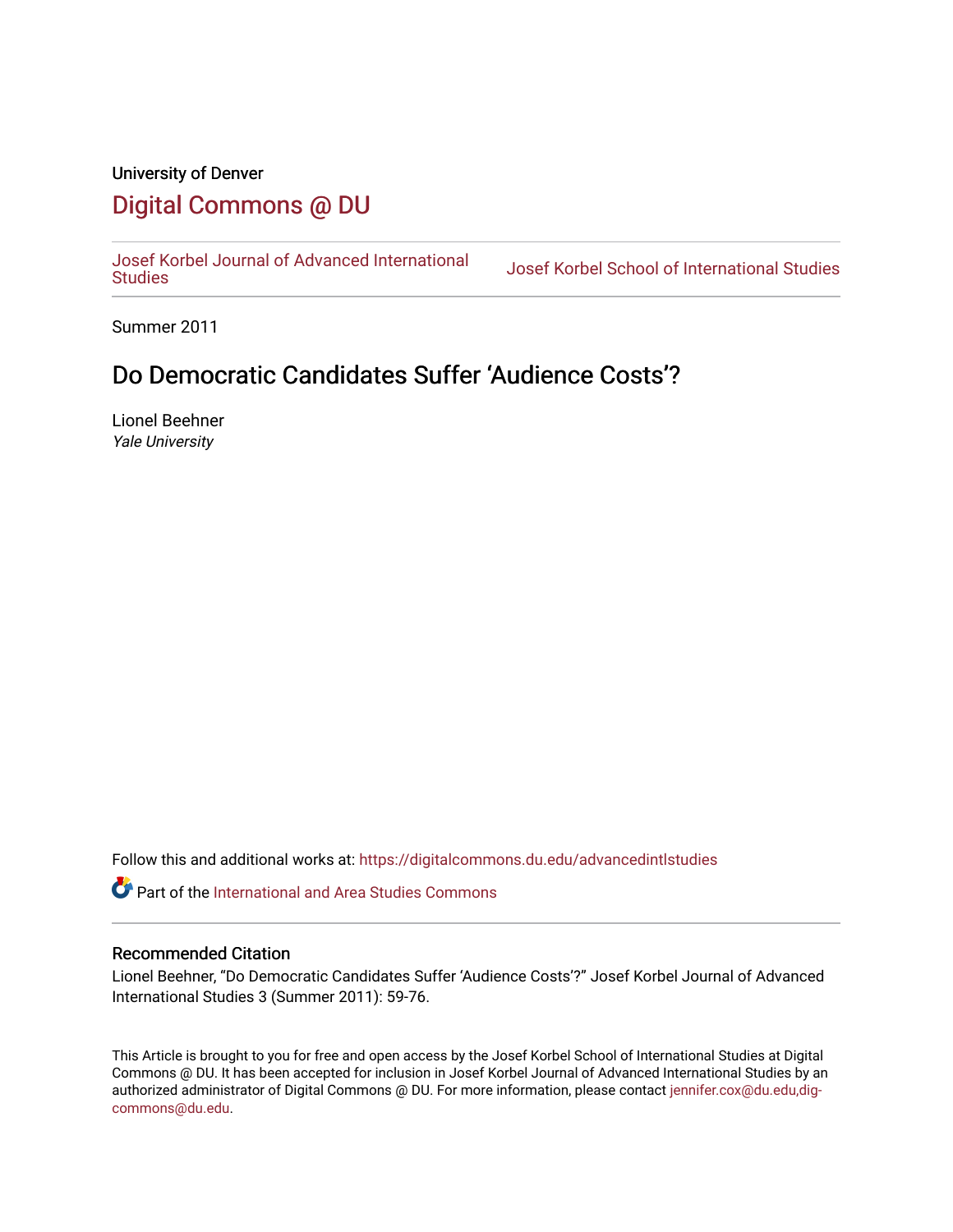University of Denver

## Digital Commons @ DU

Josef Korbel Journal of Advanced International Studies | Josef Korbel School of International Studies

Summer 2011

# Do Democratic Candidates Suffer 'Audience Costs'?

Lionel Beehner
*Yale University*

Follow this and additional works at: https://digitalcommons.du.edu/advancedintlstudies

Part of the International and Area Studies Commons

### Recommended Citation

Lionel Beehner, "Do Democratic Candidates Suffer 'Audience Costs'?" Josef Korbel Journal of Advanced International Studies 3 (Summer 2011): 59-76.

This Article is brought to you for free and open access by the Josef Korbel School of International Studies at Digital Commons @ DU. It has been accepted for inclusion in Josef Korbel Journal of Advanced International Studies by an authorized administrator of Digital Commons @ DU. For more information, please contact jennifer.cox@du.edu,dig-commons@du.edu.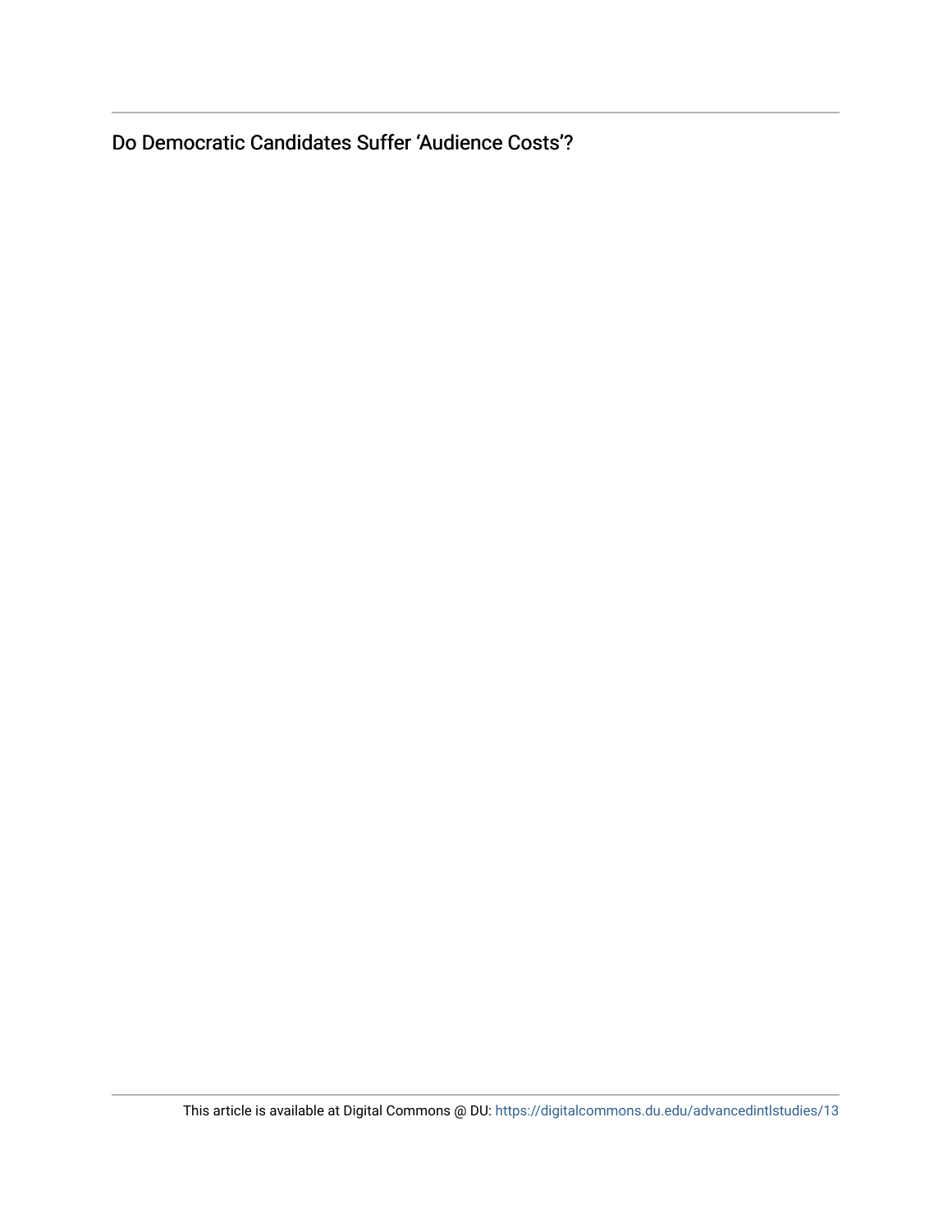Do Democratic Candidates Suffer ‘Audience Costs’?

This article is available at Digital Commons @ DU: https://digitalcommons.du.edu/advancedintlstudies/13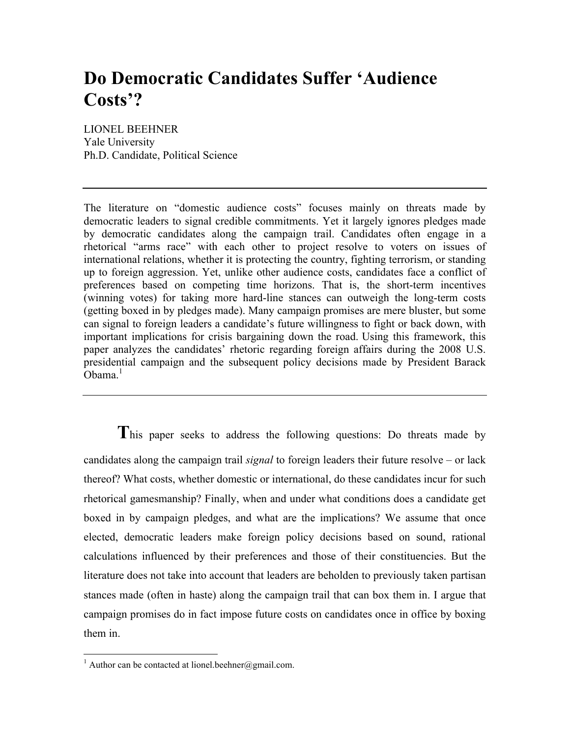# Do Democratic Candidates Suffer 'Audience Costs'?

LIONEL BEEHNER
Yale University
Ph.D. Candidate, Political Science

---

The literature on "domestic audience costs" focuses mainly on threats made by democratic leaders to signal credible commitments. Yet it largely ignores pledges made by democratic candidates along the campaign trail. Candidates often engage in a rhetorical "arms race" with each other to project resolve to voters on issues of international relations, whether it is protecting the country, fighting terrorism, or standing up to foreign aggression. Yet, unlike other audience costs, candidates face a conflict of preferences based on competing time horizons. That is, the short-term incentives (winning votes) for taking more hard-line stances can outweigh the long-term costs (getting boxed in by pledges made). Many campaign promises are mere bluster, but some can signal to foreign leaders a candidate's future willingness to fight or back down, with important implications for crisis bargaining down the road. Using this framework, this paper analyzes the candidates' rhetoric regarding foreign affairs during the 2008 U.S. presidential campaign and the subsequent policy decisions made by President Barack Obama.[1]

---

This paper seeks to address the following questions: Do threats made by candidates along the campaign trail *signal* to foreign leaders their future resolve – or lack thereof? What costs, whether domestic or international, do these candidates incur for such rhetorical gamesmanship? Finally, when and under what conditions does a candidate get boxed in by campaign pledges, and what are the implications? We assume that once elected, democratic leaders make foreign policy decisions based on sound, rational calculations influenced by their preferences and those of their constituencies. But the literature does not take into account that leaders are beholden to previously taken partisan stances made (often in haste) along the campaign trail that can box them in. I argue that campaign promises do in fact impose future costs on candidates once in office by boxing them in.

---

[1] Author can be contacted at lionel.beehner@gmail.com.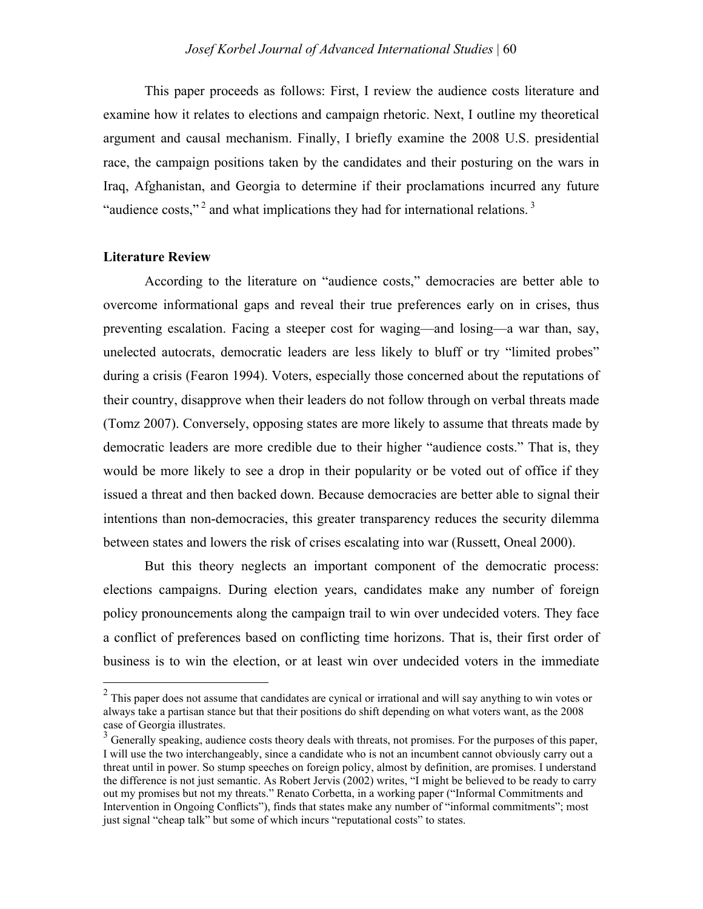This paper proceeds as follows: First, I review the audience costs literature and examine how it relates to elections and campaign rhetoric. Next, I outline my theoretical argument and causal mechanism. Finally, I briefly examine the 2008 U.S. presidential race, the campaign positions taken by the candidates and their posturing on the wars in Iraq, Afghanistan, and Georgia to determine if their proclamations incurred any future "audience costs,"[2] and what implications they had for international relations.[3]

**Literature Review**

According to the literature on "audience costs," democracies are better able to overcome informational gaps and reveal their true preferences early on in crises, thus preventing escalation. Facing a steeper cost for waging—and losing—a war than, say, unelected autocrats, democratic leaders are less likely to bluff or try "limited probes" during a crisis (Fearon 1994). Voters, especially those concerned about the reputations of their country, disapprove when their leaders do not follow through on verbal threats made (Tomz 2007). Conversely, opposing states are more likely to assume that threats made by democratic leaders are more credible due to their higher "audience costs." That is, they would be more likely to see a drop in their popularity or be voted out of office if they issued a threat and then backed down. Because democracies are better able to signal their intentions than non-democracies, this greater transparency reduces the security dilemma between states and lowers the risk of crises escalating into war (Russett, Oneal 2000).

But this theory neglects an important component of the democratic process: elections campaigns. During election years, candidates make any number of foreign policy pronouncements along the campaign trail to win over undecided voters. They face a conflict of preferences based on conflicting time horizons. That is, their first order of business is to win the election, or at least win over undecided voters in the immediate

---

[2] This paper does not assume that candidates are cynical or irrational and will say anything to win votes or always take a partisan stance but that their positions do shift depending on what voters want, as the 2008 case of Georgia illustrates.

[3] Generally speaking, audience costs theory deals with threats, not promises. For the purposes of this paper, I will use the two interchangeably, since a candidate who is not an incumbent cannot obviously carry out a threat until in power. So stump speeches on foreign policy, almost by definition, are promises. I understand the difference is not just semantic. As Robert Jervis (2002) writes, "I might be believed to be ready to carry out my promises but not my threats." Renato Corbetta, in a working paper ("Informal Commitments and Intervention in Ongoing Conflicts"), finds that states make any number of "informal commitments"; most just signal "cheap talk" but some of which incurs "reputational costs" to states.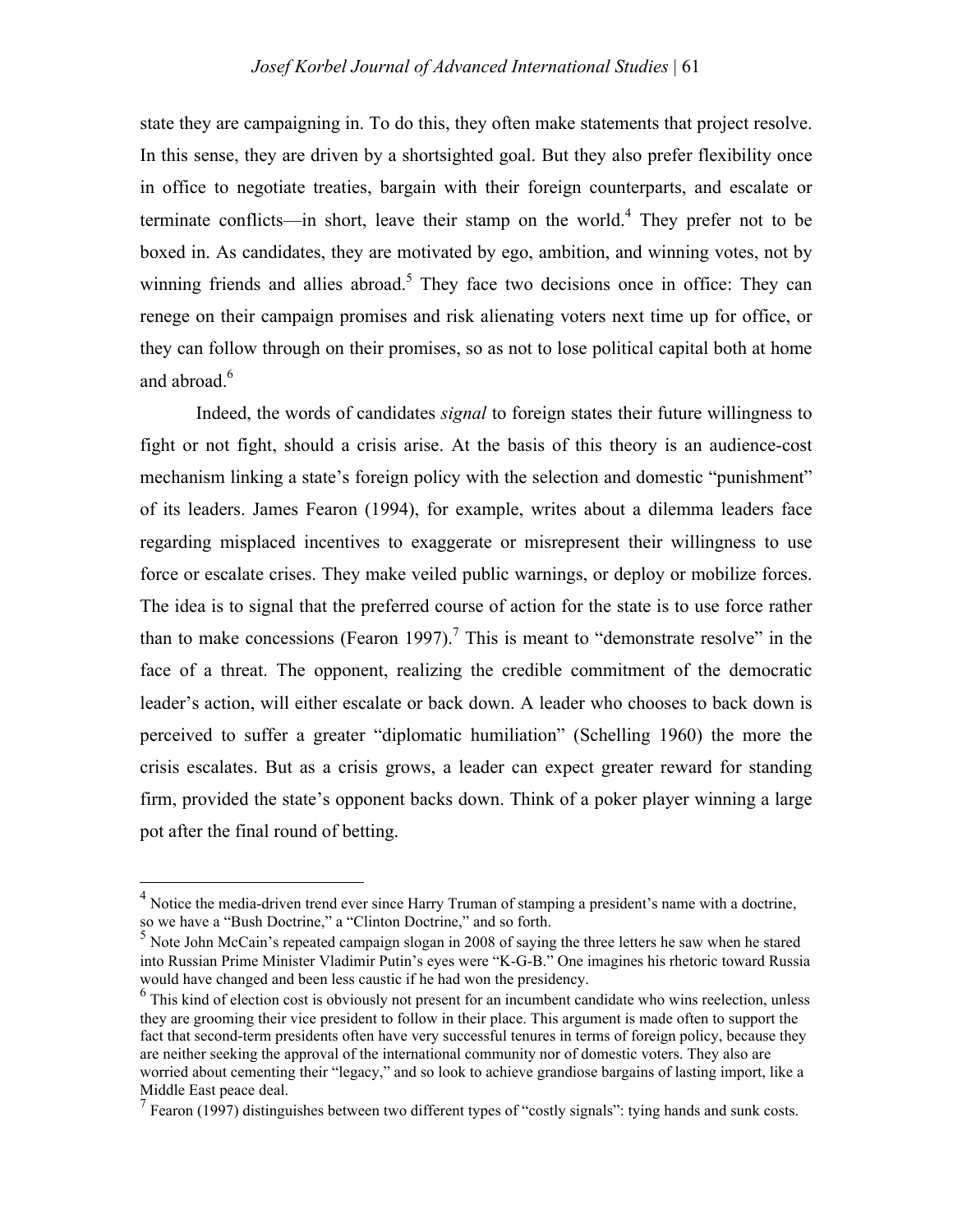state they are campaigning in. To do this, they often make statements that project resolve. In this sense, they are driven by a shortsighted goal. But they also prefer flexibility once in office to negotiate treaties, bargain with their foreign counterparts, and escalate or terminate conflicts—in short, leave their stamp on the world.[4] They prefer not to be boxed in. As candidates, they are motivated by ego, ambition, and winning votes, not by winning friends and allies abroad.[5] They face two decisions once in office: They can renege on their campaign promises and risk alienating voters next time up for office, or they can follow through on their promises, so as not to lose political capital both at home and abroad.[6]

Indeed, the words of candidates *signal* to foreign states their future willingness to fight or not fight, should a crisis arise. At the basis of this theory is an audience-cost mechanism linking a state's foreign policy with the selection and domestic "punishment" of its leaders. James Fearon (1994), for example, writes about a dilemma leaders face regarding misplaced incentives to exaggerate or misrepresent their willingness to use force or escalate crises. They make veiled public warnings, or deploy or mobilize forces. The idea is to signal that the preferred course of action for the state is to use force rather than to make concessions (Fearon 1997).[7] This is meant to "demonstrate resolve" in the face of a threat. The opponent, realizing the credible commitment of the democratic leader's action, will either escalate or back down. A leader who chooses to back down is perceived to suffer a greater "diplomatic humiliation" (Schelling 1960) the more the crisis escalates. But as a crisis grows, a leader can expect greater reward for standing firm, provided the state's opponent backs down. Think of a poker player winning a large pot after the final round of betting.

---

[4] Notice the media-driven trend ever since Harry Truman of stamping a president's name with a doctrine, so we have a "Bush Doctrine," a "Clinton Doctrine," and so forth.

[5] Note John McCain's repeated campaign slogan in 2008 of saying the three letters he saw when he stared into Russian Prime Minister Vladimir Putin's eyes were "K-G-B." One imagines his rhetoric toward Russia would have changed and been less caustic if he had won the presidency.

[6] This kind of election cost is obviously not present for an incumbent candidate who wins reelection, unless they are grooming their vice president to follow in their place. This argument is made often to support the fact that second-term presidents often have very successful tenures in terms of foreign policy, because they are neither seeking the approval of the international community nor of domestic voters. They also are worried about cementing their "legacy," and so look to achieve grandiose bargains of lasting import, like a Middle East peace deal.

[7] Fearon (1997) distinguishes between two different types of "costly signals": tying hands and sunk costs.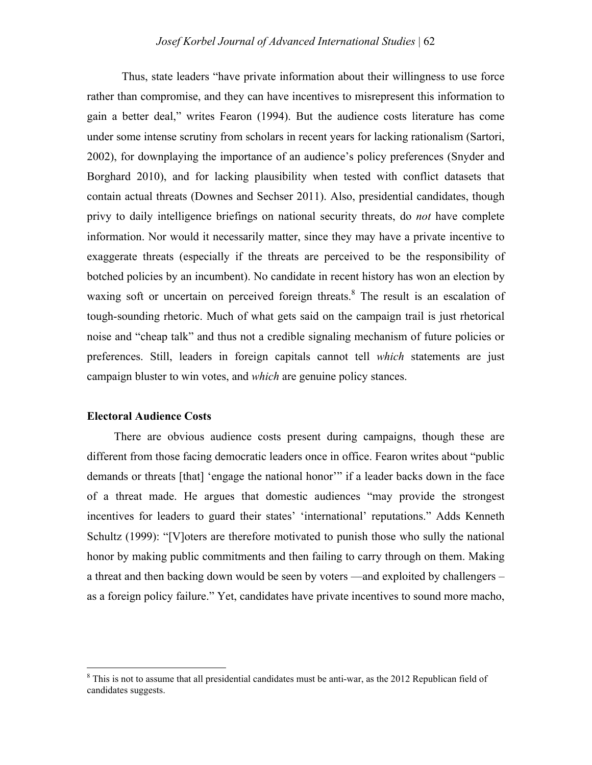Thus, state leaders "have private information about their willingness to use force rather than compromise, and they can have incentives to misrepresent this information to gain a better deal," writes Fearon (1994). But the audience costs literature has come under some intense scrutiny from scholars in recent years for lacking rationalism (Sartori, 2002), for downplaying the importance of an audience's policy preferences (Snyder and Borghard 2010), and for lacking plausibility when tested with conflict datasets that contain actual threats (Downes and Sechser 2011). Also, presidential candidates, though privy to daily intelligence briefings on national security threats, do *not* have complete information. Nor would it necessarily matter, since they may have a private incentive to exaggerate threats (especially if the threats are perceived to be the responsibility of botched policies by an incumbent). No candidate in recent history has won an election by waxing soft or uncertain on perceived foreign threats.[8] The result is an escalation of tough-sounding rhetoric. Much of what gets said on the campaign trail is just rhetorical noise and "cheap talk" and thus not a credible signaling mechanism of future policies or preferences. Still, leaders in foreign capitals cannot tell *which* statements are just campaign bluster to win votes, and *which* are genuine policy stances.

**Electoral Audience Costs**

There are obvious audience costs present during campaigns, though these are different from those facing democratic leaders once in office. Fearon writes about "public demands or threats [that] 'engage the national honor'" if a leader backs down in the face of a threat made. He argues that domestic audiences "may provide the strongest incentives for leaders to guard their states' 'international' reputations." Adds Kenneth Schultz (1999): "[V]oters are therefore motivated to punish those who sully the national honor by making public commitments and then failing to carry through on them. Making a threat and then backing down would be seen by voters —and exploited by challengers – as a foreign policy failure." Yet, candidates have private incentives to sound more macho,

[8] This is not to assume that all presidential candidates must be anti-war, as the 2012 Republican field of candidates suggests.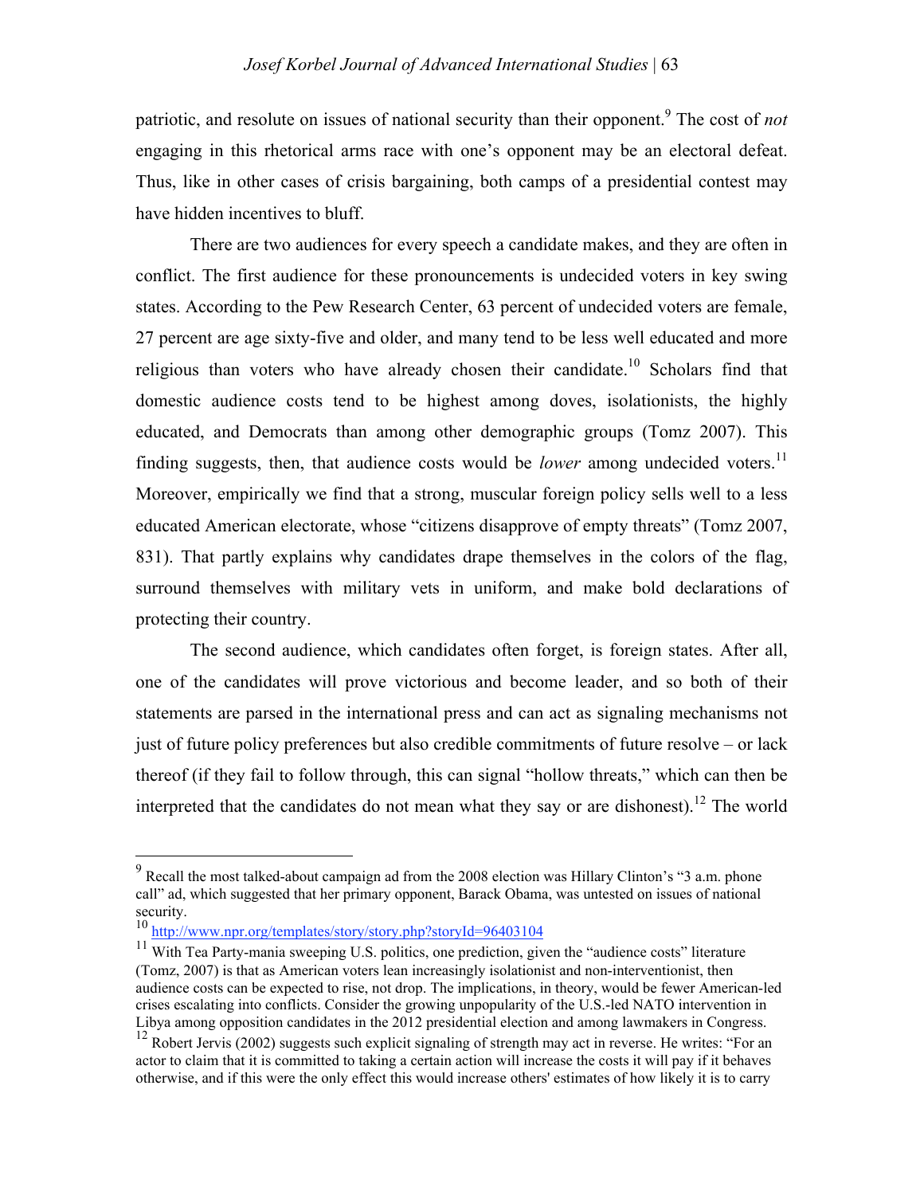patriotic, and resolute on issues of national security than their opponent.[9] The cost of *not* engaging in this rhetorical arms race with one's opponent may be an electoral defeat. Thus, like in other cases of crisis bargaining, both camps of a presidential contest may have hidden incentives to bluff.

There are two audiences for every speech a candidate makes, and they are often in conflict. The first audience for these pronouncements is undecided voters in key swing states. According to the Pew Research Center, 63 percent of undecided voters are female, 27 percent are age sixty-five and older, and many tend to be less well educated and more religious than voters who have already chosen their candidate.[10] Scholars find that domestic audience costs tend to be highest among doves, isolationists, the highly educated, and Democrats than among other demographic groups (Tomz 2007). This finding suggests, then, that audience costs would be *lower* among undecided voters.[11] Moreover, empirically we find that a strong, muscular foreign policy sells well to a less educated American electorate, whose "citizens disapprove of empty threats" (Tomz 2007, 831). That partly explains why candidates drape themselves in the colors of the flag, surround themselves with military vets in uniform, and make bold declarations of protecting their country.

The second audience, which candidates often forget, is foreign states. After all, one of the candidates will prove victorious and become leader, and so both of their statements are parsed in the international press and can act as signaling mechanisms not just of future policy preferences but also credible commitments of future resolve – or lack thereof (if they fail to follow through, this can signal "hollow threats," which can then be interpreted that the candidates do not mean what they say or are dishonest).[12] The world

---

[9] Recall the most talked-about campaign ad from the 2008 election was Hillary Clinton's "3 a.m. phone call" ad, which suggested that her primary opponent, Barack Obama, was untested on issues of national security.

[10] http://www.npr.org/templates/story/story.php?storyId=96403104

[11] With Tea Party-mania sweeping U.S. politics, one prediction, given the "audience costs" literature (Tomz, 2007) is that as American voters lean increasingly isolationist and non-interventionist, then audience costs can be expected to rise, not drop. The implications, in theory, would be fewer American-led crises escalating into conflicts. Consider the growing unpopularity of the U.S.-led NATO intervention in Libya among opposition candidates in the 2012 presidential election and among lawmakers in Congress.

[12] Robert Jervis (2002) suggests such explicit signaling of strength may act in reverse. He writes: "For an actor to claim that it is committed to taking a certain action will increase the costs it will pay if it behaves otherwise, and if this were the only effect this would increase others' estimates of how likely it is to carry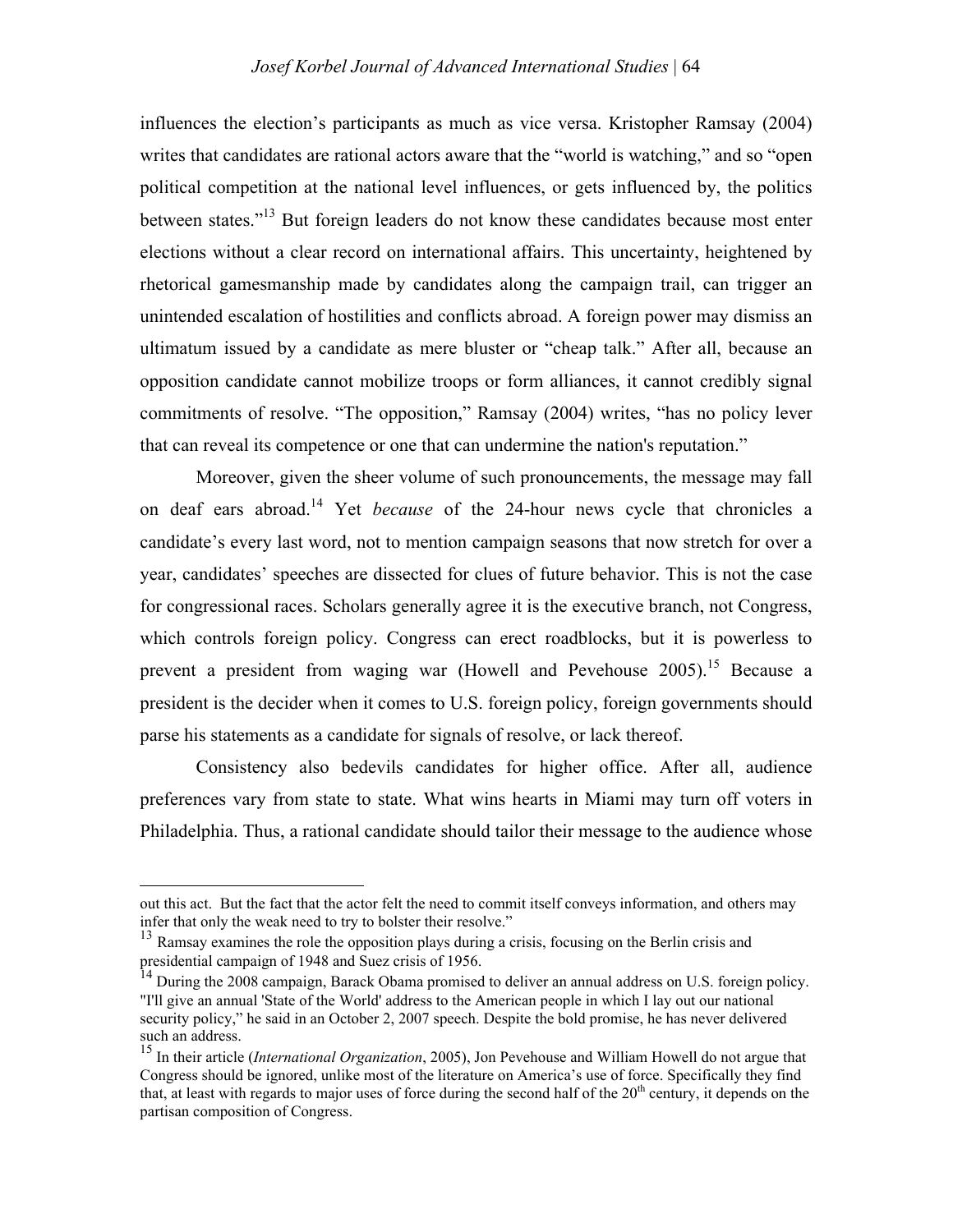influences the election's participants as much as vice versa. Kristopher Ramsay (2004) writes that candidates are rational actors aware that the "world is watching," and so "open political competition at the national level influences, or gets influenced by, the politics between states."[13] But foreign leaders do not know these candidates because most enter elections without a clear record on international affairs. This uncertainty, heightened by rhetorical gamesmanship made by candidates along the campaign trail, can trigger an unintended escalation of hostilities and conflicts abroad. A foreign power may dismiss an ultimatum issued by a candidate as mere bluster or "cheap talk." After all, because an opposition candidate cannot mobilize troops or form alliances, it cannot credibly signal commitments of resolve. "The opposition," Ramsay (2004) writes, "has no policy lever that can reveal its competence or one that can undermine the nation's reputation."

Moreover, given the sheer volume of such pronouncements, the message may fall on deaf ears abroad.[14] Yet *because* of the 24-hour news cycle that chronicles a candidate's every last word, not to mention campaign seasons that now stretch for over a year, candidates' speeches are dissected for clues of future behavior. This is not the case for congressional races. Scholars generally agree it is the executive branch, not Congress, which controls foreign policy. Congress can erect roadblocks, but it is powerless to prevent a president from waging war (Howell and Pevehouse 2005).[15] Because a president is the decider when it comes to U.S. foreign policy, foreign governments should parse his statements as a candidate for signals of resolve, or lack thereof.

Consistency also bedevils candidates for higher office. After all, audience preferences vary from state to state. What wins hearts in Miami may turn off voters in Philadelphia. Thus, a rational candidate should tailor their message to the audience whose

---

out this act. But the fact that the actor felt the need to commit itself conveys information, and others may infer that only the weak need to try to bolster their resolve."

[13] Ramsay examines the role the opposition plays during a crisis, focusing on the Berlin crisis and presidential campaign of 1948 and Suez crisis of 1956.

[14] During the 2008 campaign, Barack Obama promised to deliver an annual address on U.S. foreign policy. "I'll give an annual 'State of the World' address to the American people in which I lay out our national security policy," he said in an October 2, 2007 speech. Despite the bold promise, he has never delivered such an address.

[15] In their article (*International Organization*, 2005), Jon Pevehouse and William Howell do not argue that Congress should be ignored, unlike most of the literature on America's use of force. Specifically they find that, at least with regards to major uses of force during the second half of the 20th century, it depends on the partisan composition of Congress.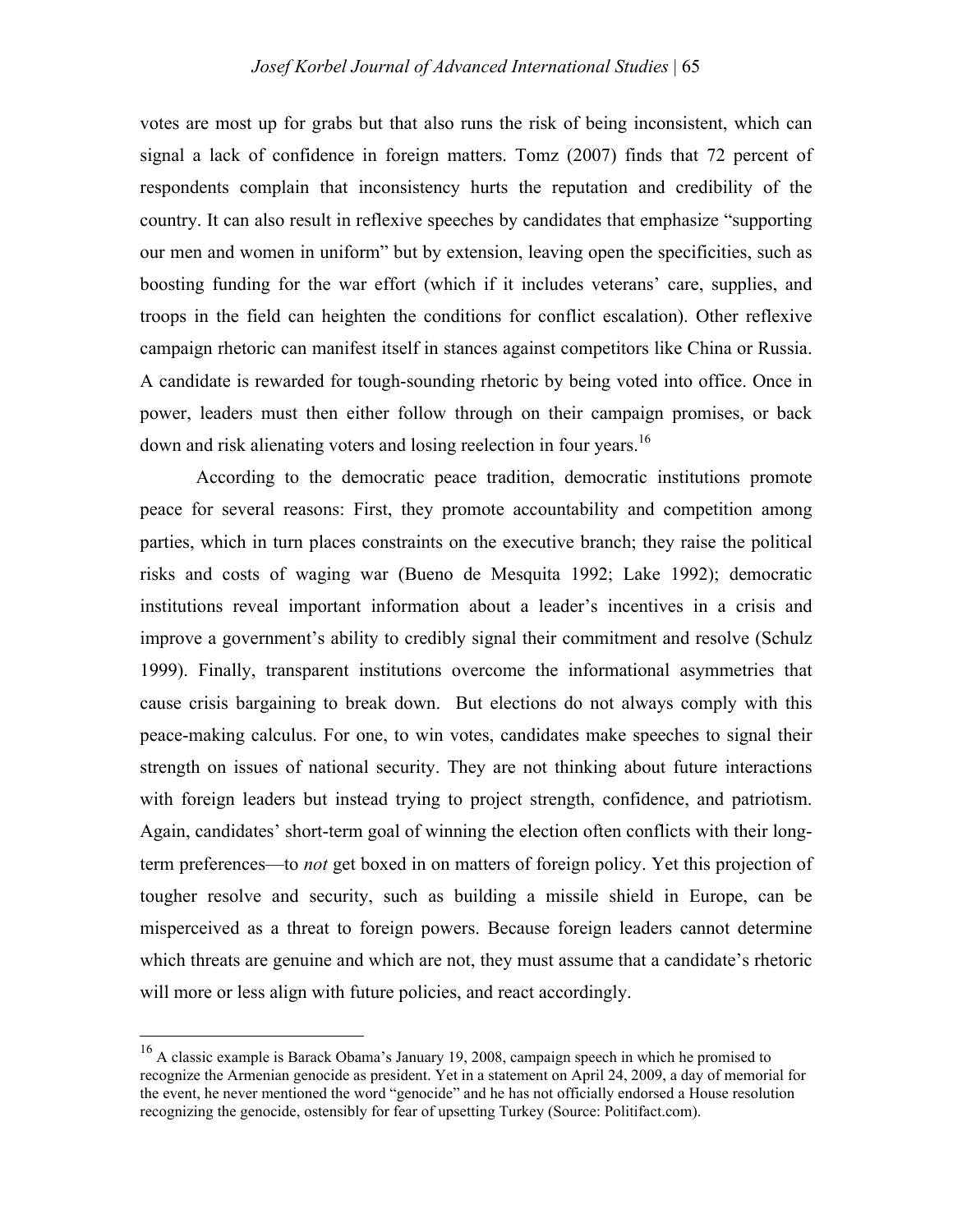votes are most up for grabs but that also runs the risk of being inconsistent, which can signal a lack of confidence in foreign matters. Tomz (2007) finds that 72 percent of respondents complain that inconsistency hurts the reputation and credibility of the country. It can also result in reflexive speeches by candidates that emphasize "supporting our men and women in uniform" but by extension, leaving open the specificities, such as boosting funding for the war effort (which if it includes veterans' care, supplies, and troops in the field can heighten the conditions for conflict escalation). Other reflexive campaign rhetoric can manifest itself in stances against competitors like China or Russia. A candidate is rewarded for tough-sounding rhetoric by being voted into office. Once in power, leaders must then either follow through on their campaign promises, or back down and risk alienating voters and losing reelection in four years.[16]

According to the democratic peace tradition, democratic institutions promote peace for several reasons: First, they promote accountability and competition among parties, which in turn places constraints on the executive branch; they raise the political risks and costs of waging war (Bueno de Mesquita 1992; Lake 1992); democratic institutions reveal important information about a leader's incentives in a crisis and improve a government's ability to credibly signal their commitment and resolve (Schulz 1999). Finally, transparent institutions overcome the informational asymmetries that cause crisis bargaining to break down. But elections do not always comply with this peace-making calculus. For one, to win votes, candidates make speeches to signal their strength on issues of national security. They are not thinking about future interactions with foreign leaders but instead trying to project strength, confidence, and patriotism. Again, candidates' short-term goal of winning the election often conflicts with their long-term preferences—to *not* get boxed in on matters of foreign policy. Yet this projection of tougher resolve and security, such as building a missile shield in Europe, can be misperceived as a threat to foreign powers. Because foreign leaders cannot determine which threats are genuine and which are not, they must assume that a candidate's rhetoric will more or less align with future policies, and react accordingly.

---

[16] A classic example is Barack Obama's January 19, 2008, campaign speech in which he promised to recognize the Armenian genocide as president. Yet in a statement on April 24, 2009, a day of memorial for the event, he never mentioned the word "genocide" and he has not officially endorsed a House resolution recognizing the genocide, ostensibly for fear of upsetting Turkey (Source: Politifact.com).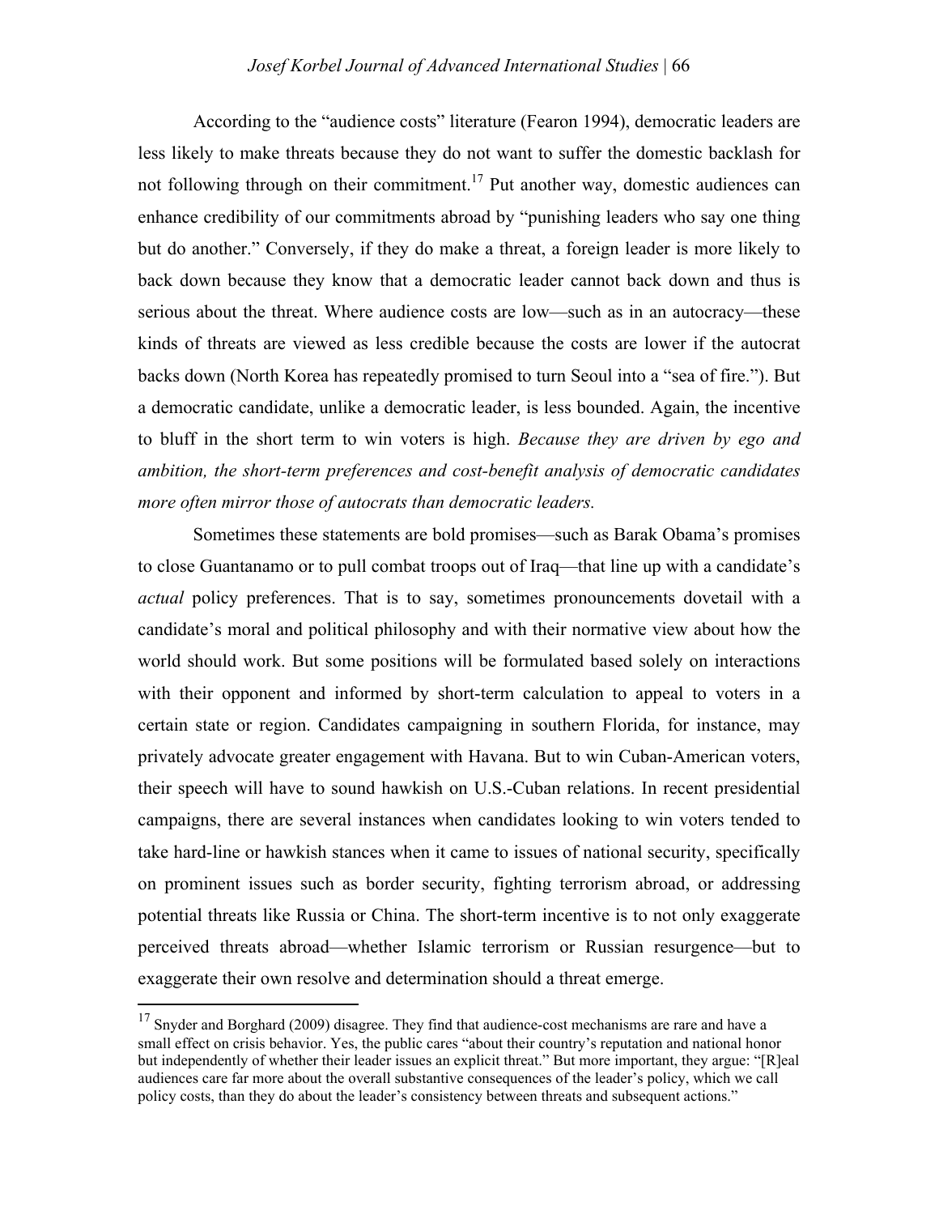According to the "audience costs" literature (Fearon 1994), democratic leaders are less likely to make threats because they do not want to suffer the domestic backlash for not following through on their commitment.[17] Put another way, domestic audiences can enhance credibility of our commitments abroad by "punishing leaders who say one thing but do another." Conversely, if they do make a threat, a foreign leader is more likely to back down because they know that a democratic leader cannot back down and thus is serious about the threat. Where audience costs are low—such as in an autocracy—these kinds of threats are viewed as less credible because the costs are lower if the autocrat backs down (North Korea has repeatedly promised to turn Seoul into a "sea of fire."). But a democratic candidate, unlike a democratic leader, is less bounded. Again, the incentive to bluff in the short term to win voters is high. *Because they are driven by ego and ambition, the short-term preferences and cost-benefit analysis of democratic candidates more often mirror those of autocrats than democratic leaders.*

Sometimes these statements are bold promises—such as Barak Obama's promises to close Guantanamo or to pull combat troops out of Iraq—that line up with a candidate's *actual* policy preferences. That is to say, sometimes pronouncements dovetail with a candidate's moral and political philosophy and with their normative view about how the world should work. But some positions will be formulated based solely on interactions with their opponent and informed by short-term calculation to appeal to voters in a certain state or region. Candidates campaigning in southern Florida, for instance, may privately advocate greater engagement with Havana. But to win Cuban-American voters, their speech will have to sound hawkish on U.S.-Cuban relations. In recent presidential campaigns, there are several instances when candidates looking to win voters tended to take hard-line or hawkish stances when it came to issues of national security, specifically on prominent issues such as border security, fighting terrorism abroad, or addressing potential threats like Russia or China. The short-term incentive is to not only exaggerate perceived threats abroad—whether Islamic terrorism or Russian resurgence—but to exaggerate their own resolve and determination should a threat emerge.

---

[17] Snyder and Borghard (2009) disagree. They find that audience-cost mechanisms are rare and have a small effect on crisis behavior. Yes, the public cares "about their country's reputation and national honor but independently of whether their leader issues an explicit threat." But more important, they argue: "[R]eal audiences care far more about the overall substantive consequences of the leader's policy, which we call policy costs, than they do about the leader's consistency between threats and subsequent actions."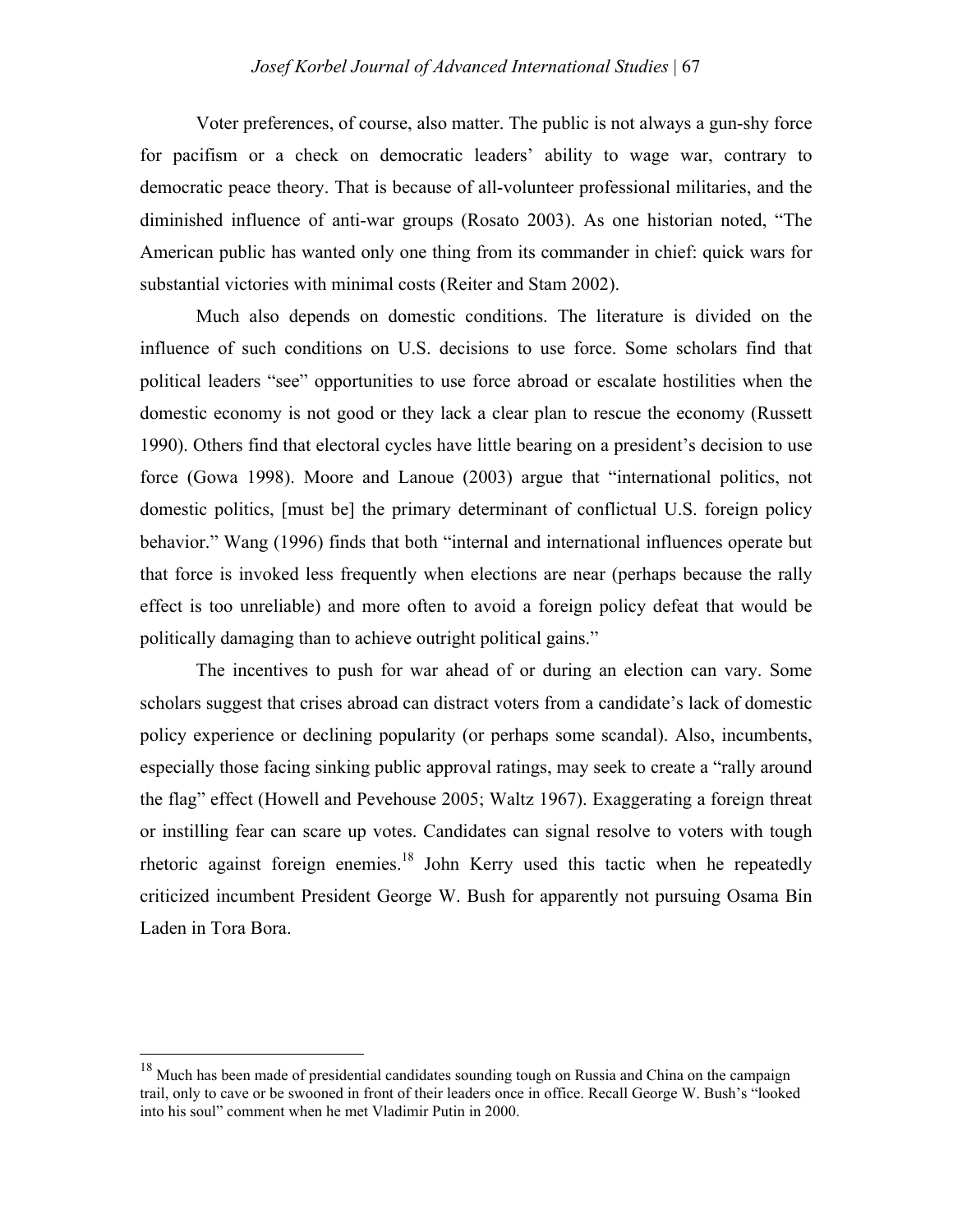Voter preferences, of course, also matter. The public is not always a gun-shy force for pacifism or a check on democratic leaders' ability to wage war, contrary to democratic peace theory. That is because of all-volunteer professional militaries, and the diminished influence of anti-war groups (Rosato 2003). As one historian noted, "The American public has wanted only one thing from its commander in chief: quick wars for substantial victories with minimal costs (Reiter and Stam 2002).

Much also depends on domestic conditions. The literature is divided on the influence of such conditions on U.S. decisions to use force. Some scholars find that political leaders "see" opportunities to use force abroad or escalate hostilities when the domestic economy is not good or they lack a clear plan to rescue the economy (Russett 1990). Others find that electoral cycles have little bearing on a president's decision to use force (Gowa 1998). Moore and Lanoue (2003) argue that "international politics, not domestic politics, [must be] the primary determinant of conflictual U.S. foreign policy behavior." Wang (1996) finds that both "internal and international influences operate but that force is invoked less frequently when elections are near (perhaps because the rally effect is too unreliable) and more often to avoid a foreign policy defeat that would be politically damaging than to achieve outright political gains."

The incentives to push for war ahead of or during an election can vary. Some scholars suggest that crises abroad can distract voters from a candidate's lack of domestic policy experience or declining popularity (or perhaps some scandal). Also, incumbents, especially those facing sinking public approval ratings, may seek to create a "rally around the flag" effect (Howell and Pevehouse 2005; Waltz 1967). Exaggerating a foreign threat or instilling fear can scare up votes. Candidates can signal resolve to voters with tough rhetoric against foreign enemies.[18] John Kerry used this tactic when he repeatedly criticized incumbent President George W. Bush for apparently not pursuing Osama Bin Laden in Tora Bora.

---

[18] Much has been made of presidential candidates sounding tough on Russia and China on the campaign trail, only to cave or be swooned in front of their leaders once in office. Recall George W. Bush's "looked into his soul" comment when he met Vladimir Putin in 2000.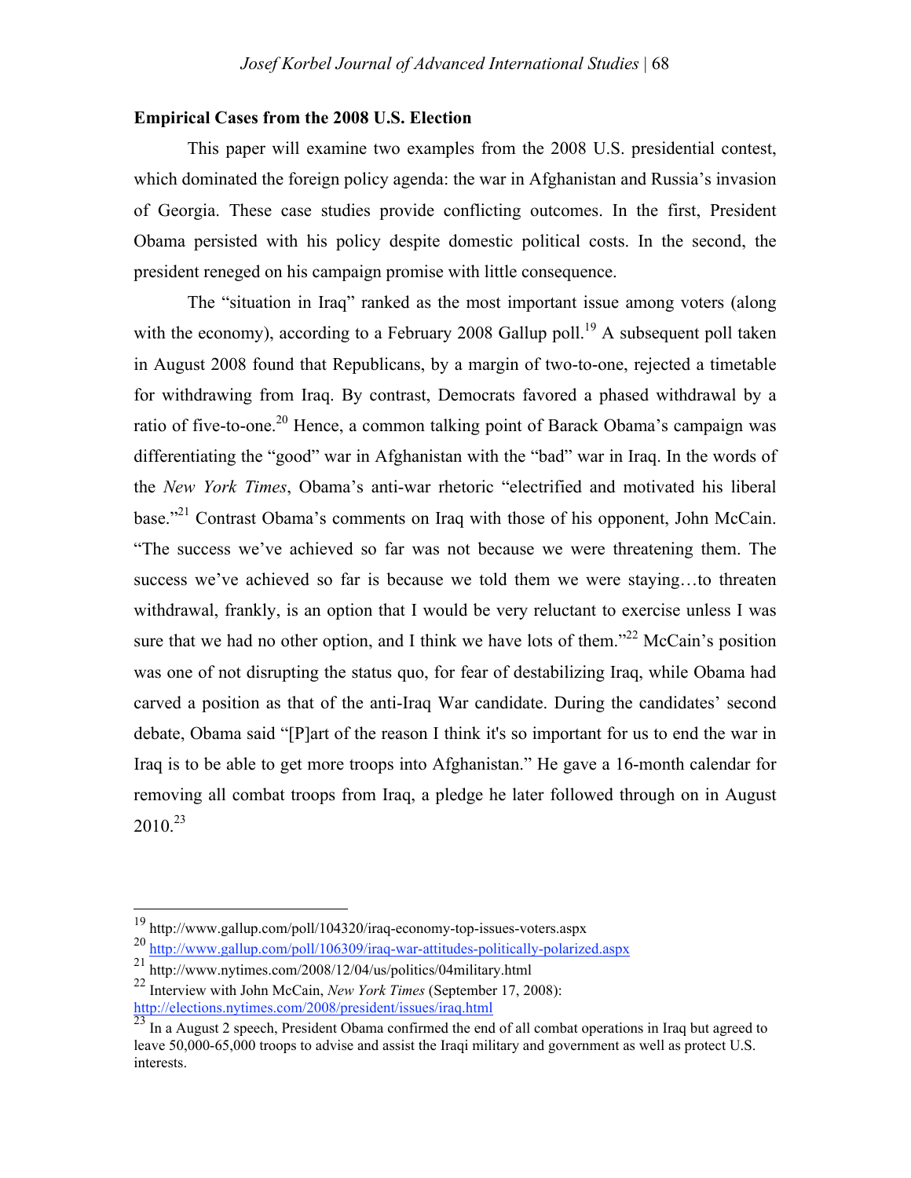**Empirical Cases from the 2008 U.S. Election**

This paper will examine two examples from the 2008 U.S. presidential contest, which dominated the foreign policy agenda: the war in Afghanistan and Russia's invasion of Georgia. These case studies provide conflicting outcomes. In the first, President Obama persisted with his policy despite domestic political costs. In the second, the president reneged on his campaign promise with little consequence.

The "situation in Iraq" ranked as the most important issue among voters (along with the economy), according to a February 2008 Gallup poll.[19] A subsequent poll taken in August 2008 found that Republicans, by a margin of two-to-one, rejected a timetable for withdrawing from Iraq. By contrast, Democrats favored a phased withdrawal by a ratio of five-to-one.[20] Hence, a common talking point of Barack Obama's campaign was differentiating the "good" war in Afghanistan with the "bad" war in Iraq. In the words of the *New York Times*, Obama's anti-war rhetoric "electrified and motivated his liberal base."[21] Contrast Obama's comments on Iraq with those of his opponent, John McCain. "The success we've achieved so far was not because we were threatening them. The success we've achieved so far is because we told them we were staying…to threaten withdrawal, frankly, is an option that I would be very reluctant to exercise unless I was sure that we had no other option, and I think we have lots of them."[22] McCain's position was one of not disrupting the status quo, for fear of destabilizing Iraq, while Obama had carved a position as that of the anti-Iraq War candidate. During the candidates' second debate, Obama said "[P]art of the reason I think it's so important for us to end the war in Iraq is to be able to get more troops into Afghanistan." He gave a 16-month calendar for removing all combat troops from Iraq, a pledge he later followed through on in August 2010.[23]

---

[19] http://www.gallup.com/poll/104320/iraq-economy-top-issues-voters.aspx

[20] http://www.gallup.com/poll/106309/iraq-war-attitudes-politically-polarized.aspx

[21] http://www.nytimes.com/2008/12/04/us/politics/04military.html

[22] Interview with John McCain, *New York Times* (September 17, 2008): http://elections.nytimes.com/2008/president/issues/iraq.html

[23] In a August 2 speech, President Obama confirmed the end of all combat operations in Iraq but agreed to leave 50,000-65,000 troops to advise and assist the Iraqi military and government as well as protect U.S. interests.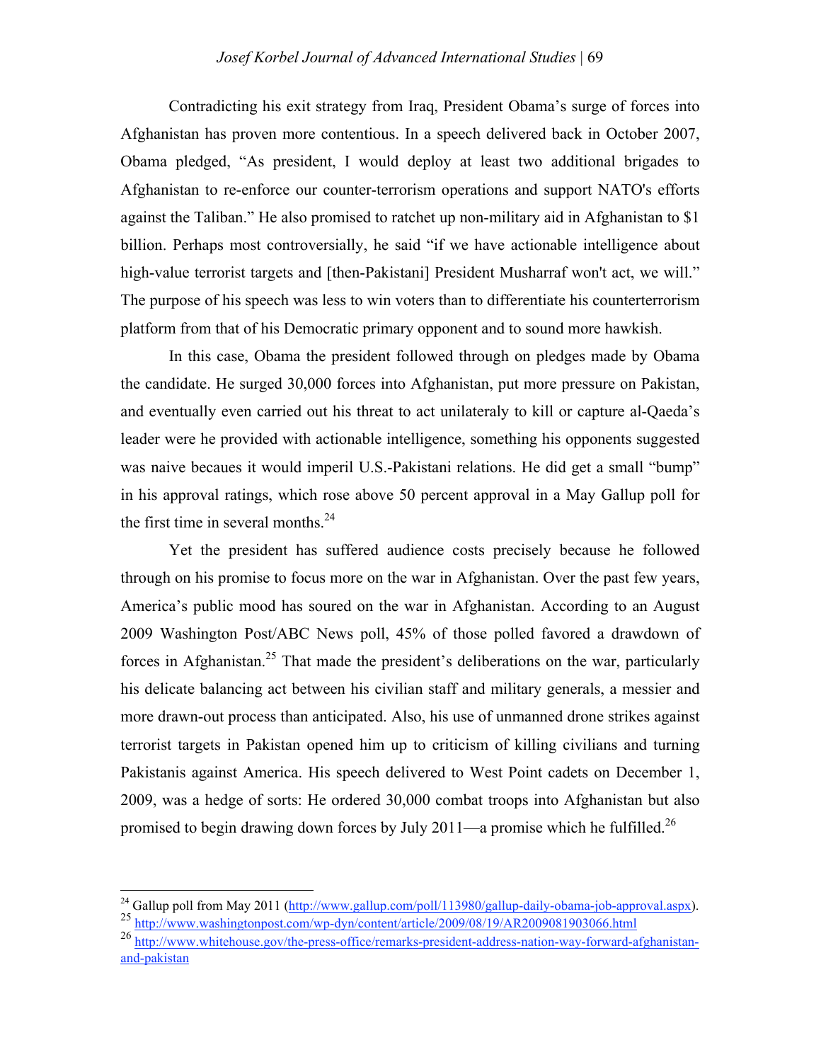Contradicting his exit strategy from Iraq, President Obama's surge of forces into Afghanistan has proven more contentious. In a speech delivered back in October 2007, Obama pledged, "As president, I would deploy at least two additional brigades to Afghanistan to re-enforce our counter-terrorism operations and support NATO's efforts against the Taliban." He also promised to ratchet up non-military aid in Afghanistan to $1 billion. Perhaps most controversially, he said "if we have actionable intelligence about high-value terrorist targets and [then-Pakistani] President Musharraf won't act, we will." The purpose of his speech was less to win voters than to differentiate his counterterrorism platform from that of his Democratic primary opponent and to sound more hawkish.

In this case, Obama the president followed through on pledges made by Obama the candidate. He surged 30,000 forces into Afghanistan, put more pressure on Pakistan, and eventually even carried out his threat to act unilateraly to kill or capture al-Qaeda's leader were he provided with actionable intelligence, something his opponents suggested was naive becaues it would imperil U.S.-Pakistani relations. He did get a small "bump" in his approval ratings, which rose above 50 percent approval in a May Gallup poll for the first time in several months.[24]

Yet the president has suffered audience costs precisely because he followed through on his promise to focus more on the war in Afghanistan. Over the past few years, America's public mood has soured on the war in Afghanistan. According to an August 2009 Washington Post/ABC News poll, 45% of those polled favored a drawdown of forces in Afghanistan.[25] That made the president's deliberations on the war, particularly his delicate balancing act between his civilian staff and military generals, a messier and more drawn-out process than anticipated. Also, his use of unmanned drone strikes against terrorist targets in Pakistan opened him up to criticism of killing civilians and turning Pakistanis against America. His speech delivered to West Point cadets on December 1, 2009, was a hedge of sorts: He ordered 30,000 combat troops into Afghanistan but also promised to begin drawing down forces by July 2011—a promise which he fulfilled.[26]

---

[24] Gallup poll from May 2011 (http://www.gallup.com/poll/113980/gallup-daily-obama-job-approval.aspx).

[25] http://www.washingtonpost.com/wp-dyn/content/article/2009/08/19/AR2009081903066.html

[26] http://www.whitehouse.gov/the-press-office/remarks-president-address-nation-way-forward-afghanistan-and-pakistan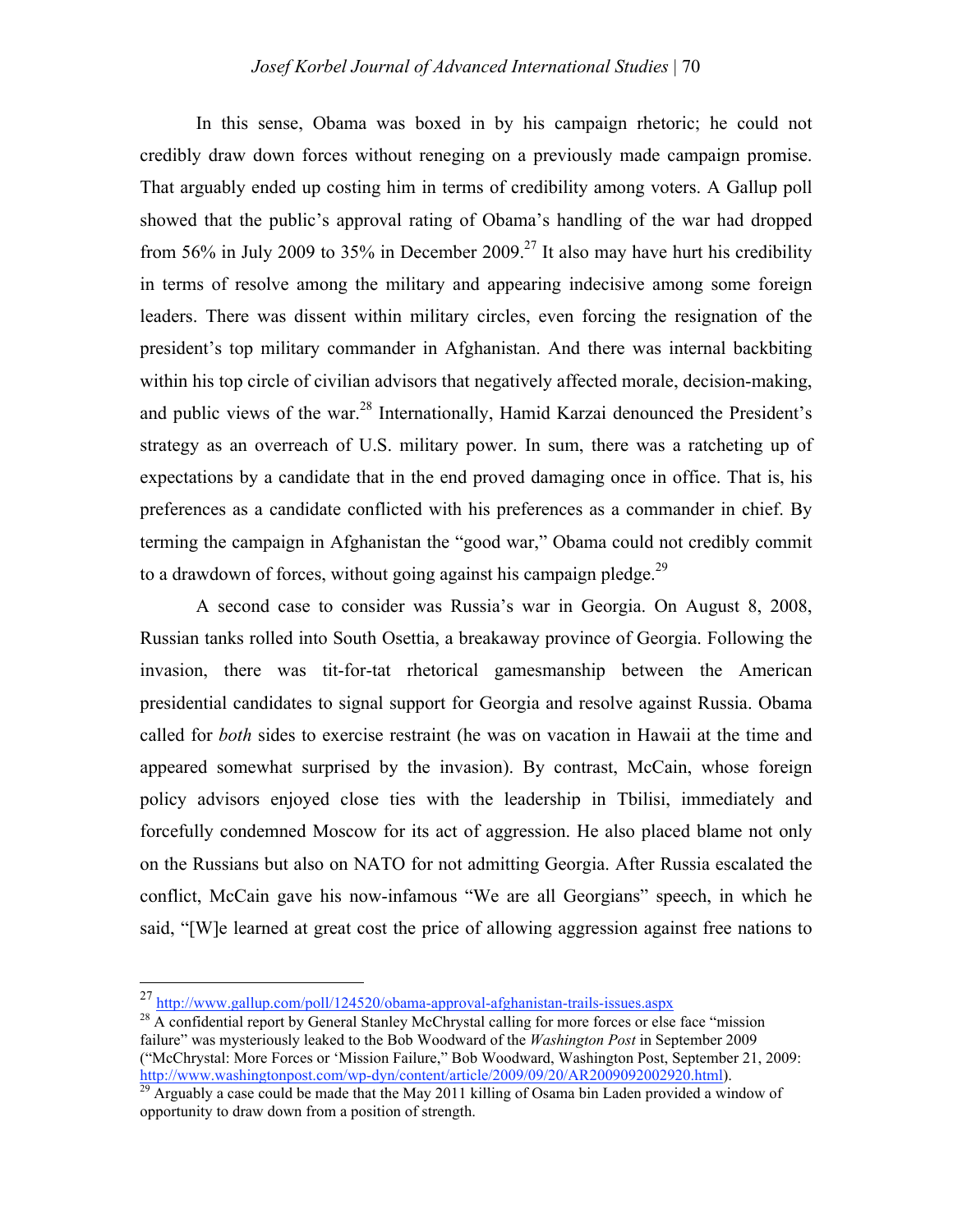In this sense, Obama was boxed in by his campaign rhetoric; he could not credibly draw down forces without reneging on a previously made campaign promise. That arguably ended up costing him in terms of credibility among voters. A Gallup poll showed that the public's approval rating of Obama's handling of the war had dropped from 56% in July 2009 to 35% in December 2009.[27] It also may have hurt his credibility in terms of resolve among the military and appearing indecisive among some foreign leaders. There was dissent within military circles, even forcing the resignation of the president's top military commander in Afghanistan. And there was internal backbiting within his top circle of civilian advisors that negatively affected morale, decision-making, and public views of the war.[28] Internationally, Hamid Karzai denounced the President's strategy as an overreach of U.S. military power. In sum, there was a ratcheting up of expectations by a candidate that in the end proved damaging once in office. That is, his preferences as a candidate conflicted with his preferences as a commander in chief. By terming the campaign in Afghanistan the "good war," Obama could not credibly commit to a drawdown of forces, without going against his campaign pledge.[29]

A second case to consider was Russia's war in Georgia. On August 8, 2008, Russian tanks rolled into South Osettia, a breakaway province of Georgia. Following the invasion, there was tit-for-tat rhetorical gamesmanship between the American presidential candidates to signal support for Georgia and resolve against Russia. Obama called for *both* sides to exercise restraint (he was on vacation in Hawaii at the time and appeared somewhat surprised by the invasion). By contrast, McCain, whose foreign policy advisors enjoyed close ties with the leadership in Tbilisi, immediately and forcefully condemned Moscow for its act of aggression. He also placed blame not only on the Russians but also on NATO for not admitting Georgia. After Russia escalated the conflict, McCain gave his now-infamous "We are all Georgians" speech, in which he said, "[W]e learned at great cost the price of allowing aggression against free nations to

---

[27] http://www.gallup.com/poll/124520/obama-approval-afghanistan-trails-issues.aspx

[28] A confidential report by General Stanley McChrystal calling for more forces or else face "mission failure" was mysteriously leaked to the Bob Woodward of the *Washington Post* in September 2009 ("McChrystal: More Forces or 'Mission Failure," Bob Woodward, Washington Post, September 21, 2009: http://www.washingtonpost.com/wp-dyn/content/article/2009/09/20/AR2009092002920.html).

[29] Arguably a case could be made that the May 2011 killing of Osama bin Laden provided a window of opportunity to draw down from a position of strength.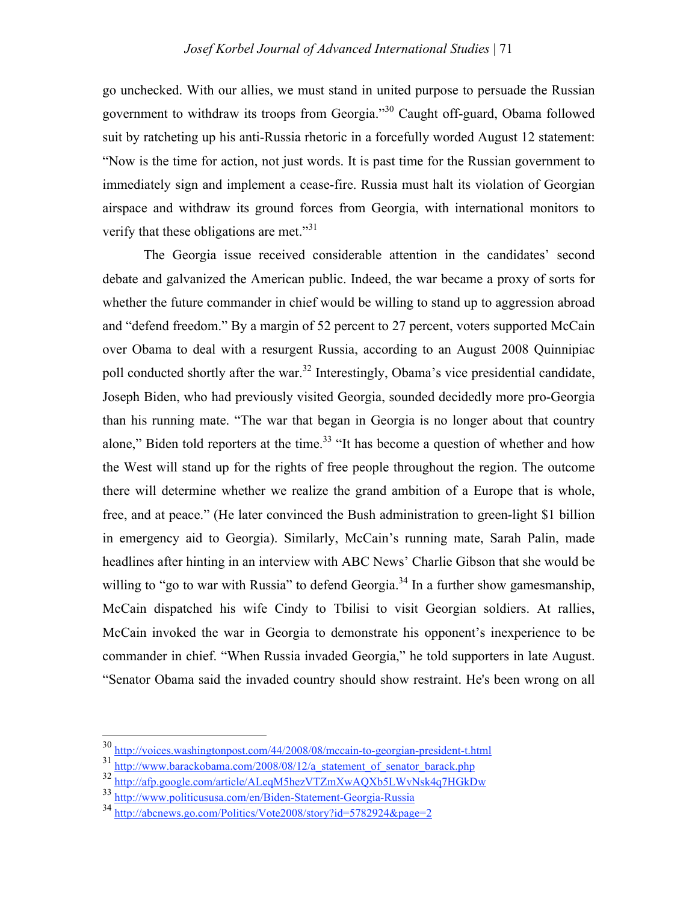go unchecked. With our allies, we must stand in united purpose to persuade the Russian government to withdraw its troops from Georgia."[30] Caught off-guard, Obama followed suit by ratcheting up his anti-Russia rhetoric in a forcefully worded August 12 statement: "Now is the time for action, not just words. It is past time for the Russian government to immediately sign and implement a cease-fire. Russia must halt its violation of Georgian airspace and withdraw its ground forces from Georgia, with international monitors to verify that these obligations are met."[31]

The Georgia issue received considerable attention in the candidates' second debate and galvanized the American public. Indeed, the war became a proxy of sorts for whether the future commander in chief would be willing to stand up to aggression abroad and "defend freedom." By a margin of 52 percent to 27 percent, voters supported McCain over Obama to deal with a resurgent Russia, according to an August 2008 Quinnipiac poll conducted shortly after the war.[32] Interestingly, Obama's vice presidential candidate, Joseph Biden, who had previously visited Georgia, sounded decidedly more pro-Georgia than his running mate. "The war that began in Georgia is no longer about that country alone," Biden told reporters at the time.[33] "It has become a question of whether and how the West will stand up for the rights of free people throughout the region. The outcome there will determine whether we realize the grand ambition of a Europe that is whole, free, and at peace." (He later convinced the Bush administration to green-light $1 billion in emergency aid to Georgia). Similarly, McCain's running mate, Sarah Palin, made headlines after hinting in an interview with ABC News' Charlie Gibson that she would be willing to "go to war with Russia" to defend Georgia.[34] In a further show gamesmanship, McCain dispatched his wife Cindy to Tbilisi to visit Georgian soldiers. At rallies, McCain invoked the war in Georgia to demonstrate his opponent's inexperience to be commander in chief. "When Russia invaded Georgia," he told supporters in late August. "Senator Obama said the invaded country should show restraint. He's been wrong on all

---

[30] http://voices.washingtonpost.com/44/2008/08/mccain-to-georgian-president-t.html

[31] http://www.barackobama.com/2008/08/12/a_statement_of_senator_barack.php

[32] http://afp.google.com/article/ALeqM5hezVTZmXwAQXb5LWvNsk4q7HGkDw

[33] http://www.politicususa.com/en/Biden-Statement-Georgia-Russia

[34] http://abcnews.go.com/Politics/Vote2008/story?id=5782924&page=2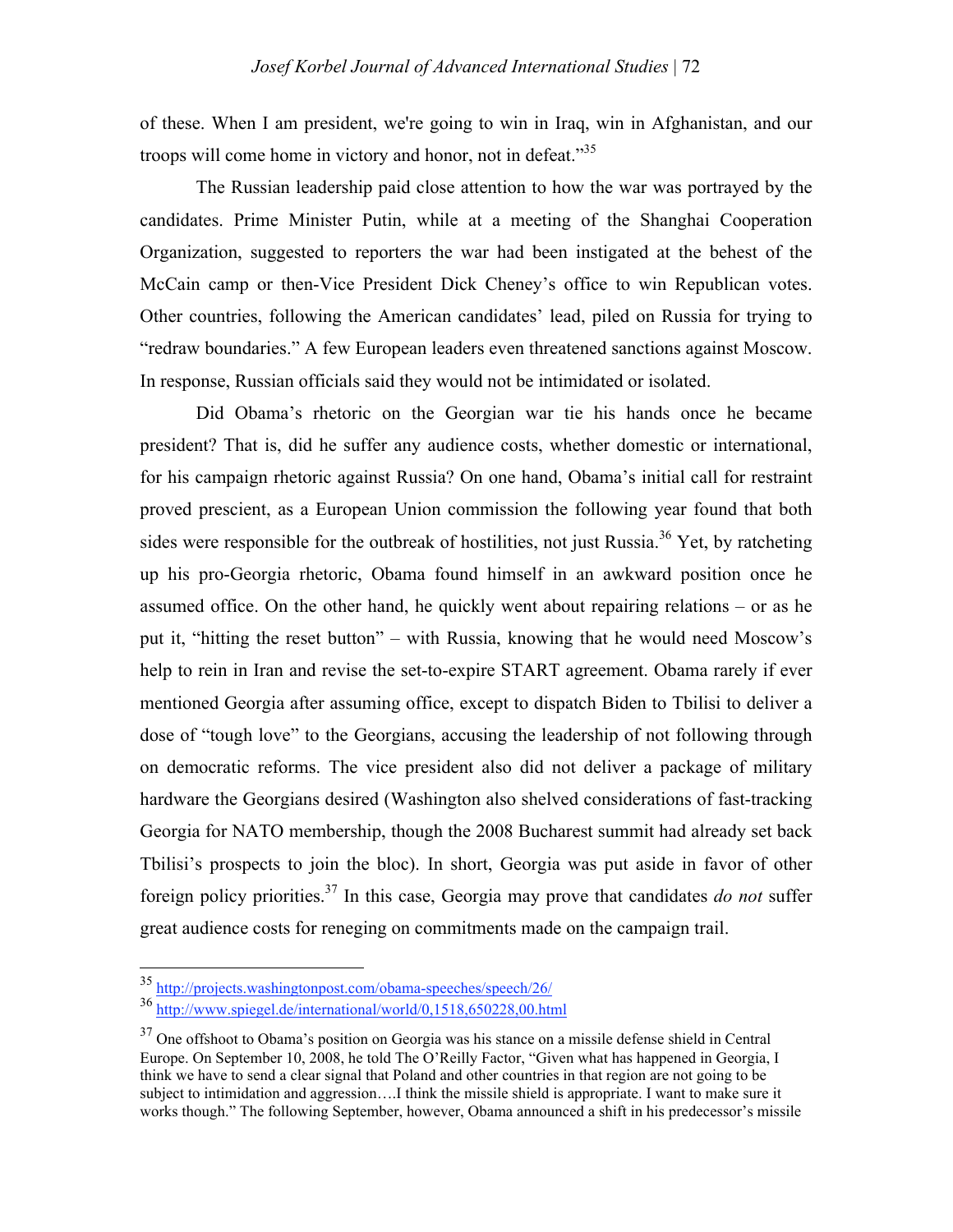of these. When I am president, we're going to win in Iraq, win in Afghanistan, and our troops will come home in victory and honor, not in defeat."[35]

The Russian leadership paid close attention to how the war was portrayed by the candidates. Prime Minister Putin, while at a meeting of the Shanghai Cooperation Organization, suggested to reporters the war had been instigated at the behest of the McCain camp or then-Vice President Dick Cheney's office to win Republican votes. Other countries, following the American candidates' lead, piled on Russia for trying to "redraw boundaries." A few European leaders even threatened sanctions against Moscow. In response, Russian officials said they would not be intimidated or isolated.

Did Obama's rhetoric on the Georgian war tie his hands once he became president? That is, did he suffer any audience costs, whether domestic or international, for his campaign rhetoric against Russia? On one hand, Obama's initial call for restraint proved prescient, as a European Union commission the following year found that both sides were responsible for the outbreak of hostilities, not just Russia.[36] Yet, by ratcheting up his pro-Georgia rhetoric, Obama found himself in an awkward position once he assumed office. On the other hand, he quickly went about repairing relations – or as he put it, "hitting the reset button" – with Russia, knowing that he would need Moscow's help to rein in Iran and revise the set-to-expire START agreement. Obama rarely if ever mentioned Georgia after assuming office, except to dispatch Biden to Tbilisi to deliver a dose of "tough love" to the Georgians, accusing the leadership of not following through on democratic reforms. The vice president also did not deliver a package of military hardware the Georgians desired (Washington also shelved considerations of fast-tracking Georgia for NATO membership, though the 2008 Bucharest summit had already set back Tbilisi's prospects to join the bloc). In short, Georgia was put aside in favor of other foreign policy priorities.[37] In this case, Georgia may prove that candidates *do not* suffer great audience costs for reneging on commitments made on the campaign trail.

---

[35] http://projects.washingtonpost.com/obama-speeches/speech/26/

[36] http://www.spiegel.de/international/world/0,1518,650228,00.html

[37] One offshoot to Obama's position on Georgia was his stance on a missile defense shield in Central Europe. On September 10, 2008, he told The O'Reilly Factor, "Given what has happened in Georgia, I think we have to send a clear signal that Poland and other countries in that region are not going to be subject to intimidation and aggression….I think the missile shield is appropriate. I want to make sure it works though." The following September, however, Obama announced a shift in his predecessor's missile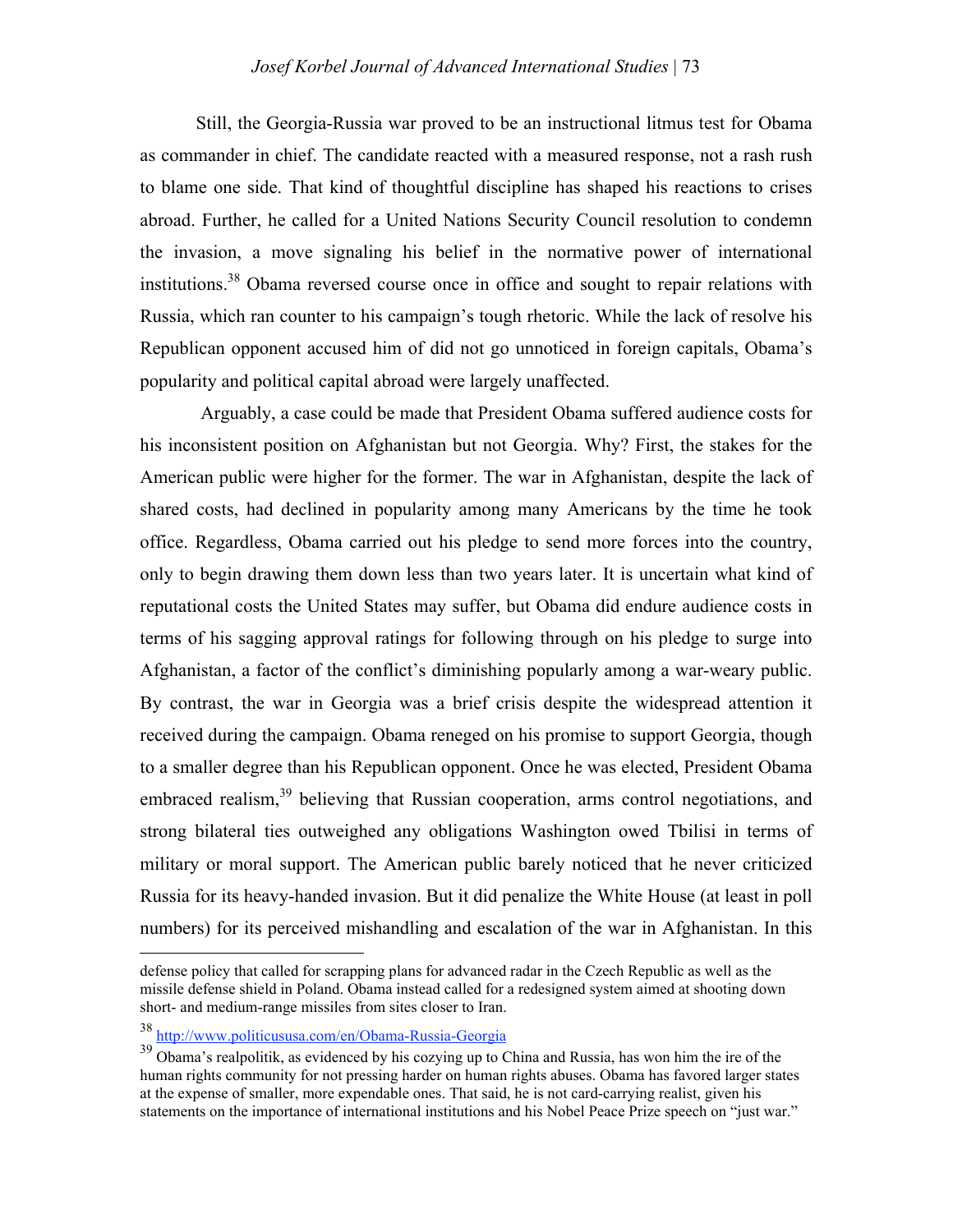Still, the Georgia-Russia war proved to be an instructional litmus test for Obama as commander in chief. The candidate reacted with a measured response, not a rash rush to blame one side. That kind of thoughtful discipline has shaped his reactions to crises abroad. Further, he called for a United Nations Security Council resolution to condemn the invasion, a move signaling his belief in the normative power of international institutions.[38] Obama reversed course once in office and sought to repair relations with Russia, which ran counter to his campaign's tough rhetoric. While the lack of resolve his Republican opponent accused him of did not go unnoticed in foreign capitals, Obama's popularity and political capital abroad were largely unaffected.

Arguably, a case could be made that President Obama suffered audience costs for his inconsistent position on Afghanistan but not Georgia. Why? First, the stakes for the American public were higher for the former. The war in Afghanistan, despite the lack of shared costs, had declined in popularity among many Americans by the time he took office. Regardless, Obama carried out his pledge to send more forces into the country, only to begin drawing them down less than two years later. It is uncertain what kind of reputational costs the United States may suffer, but Obama did endure audience costs in terms of his sagging approval ratings for following through on his pledge to surge into Afghanistan, a factor of the conflict's diminishing popularly among a war-weary public. By contrast, the war in Georgia was a brief crisis despite the widespread attention it received during the campaign. Obama reneged on his promise to support Georgia, though to a smaller degree than his Republican opponent. Once he was elected, President Obama embraced realism,[39] believing that Russian cooperation, arms control negotiations, and strong bilateral ties outweighed any obligations Washington owed Tbilisi in terms of military or moral support. The American public barely noticed that he never criticized Russia for its heavy-handed invasion. But it did penalize the White House (at least in poll numbers) for its perceived mishandling and escalation of the war in Afghanistan. In this

---

defense policy that called for scrapping plans for advanced radar in the Czech Republic as well as the missile defense shield in Poland. Obama instead called for a redesigned system aimed at shooting down short- and medium-range missiles from sites closer to Iran.

[38] http://www.politicususa.com/en/Obama-Russia-Georgia

[39] Obama's realpolitik, as evidenced by his cozying up to China and Russia, has won him the ire of the human rights community for not pressing harder on human rights abuses. Obama has favored larger states at the expense of smaller, more expendable ones. That said, he is not card-carrying realist, given his statements on the importance of international institutions and his Nobel Peace Prize speech on "just war."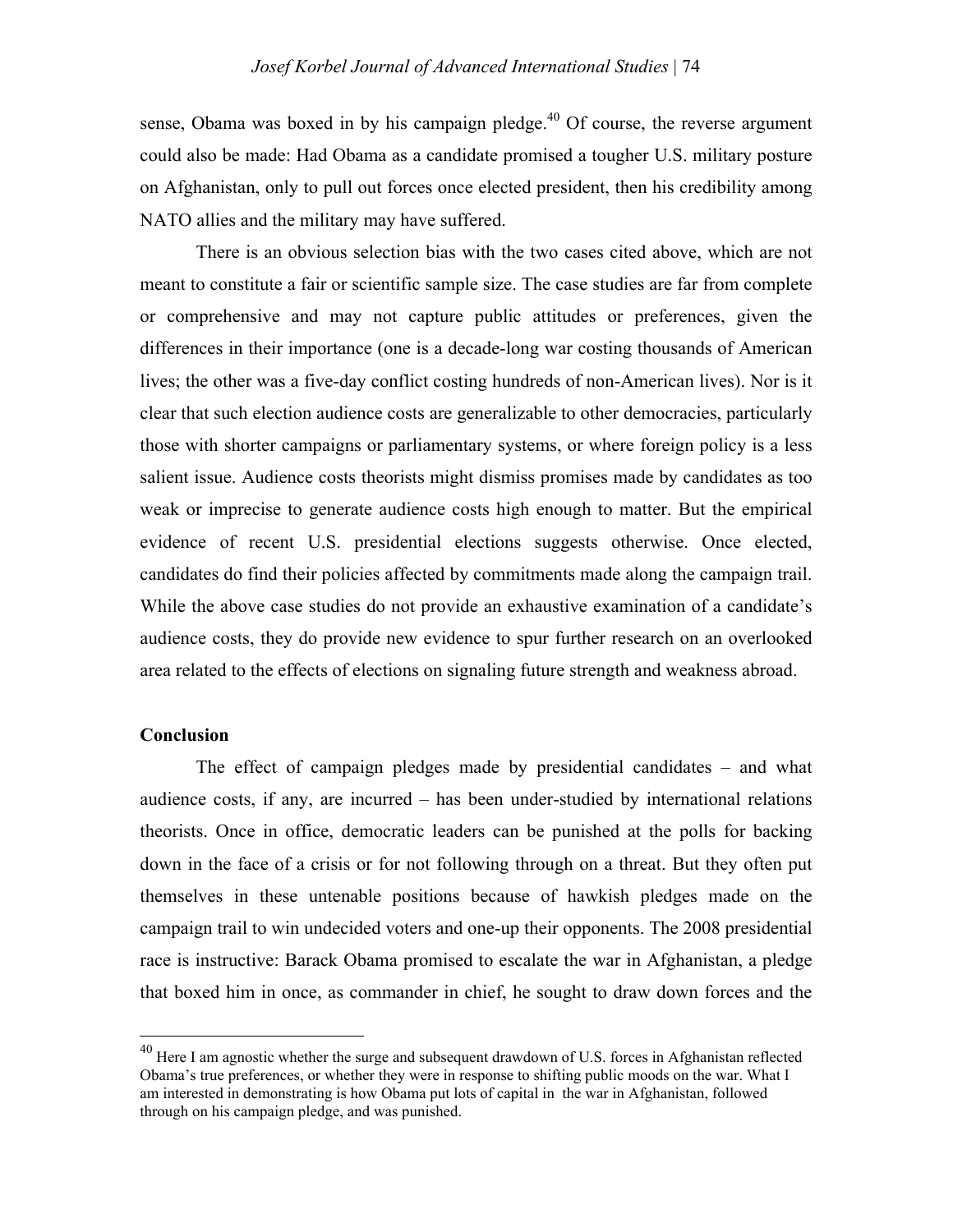sense, Obama was boxed in by his campaign pledge.[40] Of course, the reverse argument could also be made: Had Obama as a candidate promised a tougher U.S. military posture on Afghanistan, only to pull out forces once elected president, then his credibility among NATO allies and the military may have suffered.

There is an obvious selection bias with the two cases cited above, which are not meant to constitute a fair or scientific sample size. The case studies are far from complete or comprehensive and may not capture public attitudes or preferences, given the differences in their importance (one is a decade-long war costing thousands of American lives; the other was a five-day conflict costing hundreds of non-American lives). Nor is it clear that such election audience costs are generalizable to other democracies, particularly those with shorter campaigns or parliamentary systems, or where foreign policy is a less salient issue. Audience costs theorists might dismiss promises made by candidates as too weak or imprecise to generate audience costs high enough to matter. But the empirical evidence of recent U.S. presidential elections suggests otherwise. Once elected, candidates do find their policies affected by commitments made along the campaign trail. While the above case studies do not provide an exhaustive examination of a candidate's audience costs, they do provide new evidence to spur further research on an overlooked area related to the effects of elections on signaling future strength and weakness abroad.

**Conclusion**

The effect of campaign pledges made by presidential candidates – and what audience costs, if any, are incurred – has been under-studied by international relations theorists. Once in office, democratic leaders can be punished at the polls for backing down in the face of a crisis or for not following through on a threat. But they often put themselves in these untenable positions because of hawkish pledges made on the campaign trail to win undecided voters and one-up their opponents. The 2008 presidential race is instructive: Barack Obama promised to escalate the war in Afghanistan, a pledge that boxed him in once, as commander in chief, he sought to draw down forces and the

[40] Here I am agnostic whether the surge and subsequent drawdown of U.S. forces in Afghanistan reflected Obama's true preferences, or whether they were in response to shifting public moods on the war. What I am interested in demonstrating is how Obama put lots of capital in the war in Afghanistan, followed through on his campaign pledge, and was punished.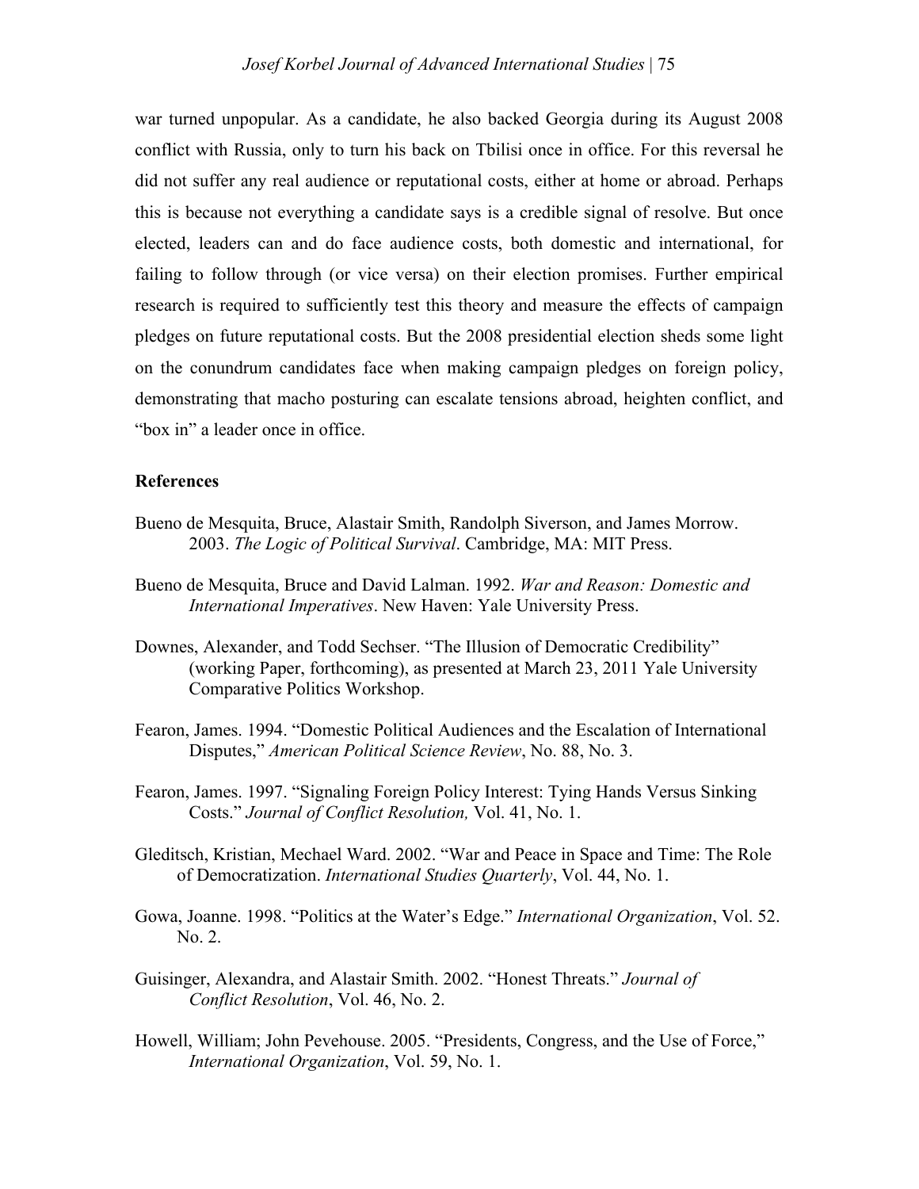war turned unpopular. As a candidate, he also backed Georgia during its August 2008 conflict with Russia, only to turn his back on Tbilisi once in office. For this reversal he did not suffer any real audience or reputational costs, either at home or abroad. Perhaps this is because not everything a candidate says is a credible signal of resolve. But once elected, leaders can and do face audience costs, both domestic and international, for failing to follow through (or vice versa) on their election promises. Further empirical research is required to sufficiently test this theory and measure the effects of campaign pledges on future reputational costs. But the 2008 presidential election sheds some light on the conundrum candidates face when making campaign pledges on foreign policy, demonstrating that macho posturing can escalate tensions abroad, heighten conflict, and "box in" a leader once in office.

**References**

Bueno de Mesquita, Bruce, Alastair Smith, Randolph Siverson, and James Morrow. 2003. *The Logic of Political Survival*. Cambridge, MA: MIT Press.

Bueno de Mesquita, Bruce and David Lalman. 1992. *War and Reason: Domestic and International Imperatives*. New Haven: Yale University Press.

Downes, Alexander, and Todd Sechser. "The Illusion of Democratic Credibility" (working Paper, forthcoming), as presented at March 23, 2011 Yale University Comparative Politics Workshop.

Fearon, James. 1994. "Domestic Political Audiences and the Escalation of International Disputes," *American Political Science Review*, No. 88, No. 3.

Fearon, James. 1997. "Signaling Foreign Policy Interest: Tying Hands Versus Sinking Costs." *Journal of Conflict Resolution,* Vol. 41, No. 1.

Gleditsch, Kristian, Mechael Ward. 2002. "War and Peace in Space and Time: The Role of Democratization. *International Studies Quarterly*, Vol. 44, No. 1.

Gowa, Joanne. 1998. "Politics at the Water's Edge." *International Organization*, Vol. 52. No. 2.

Guisinger, Alexandra, and Alastair Smith. 2002. "Honest Threats." *Journal of Conflict Resolution*, Vol. 46, No. 2.

Howell, William; John Pevehouse. 2005. "Presidents, Congress, and the Use of Force," *International Organization*, Vol. 59, No. 1.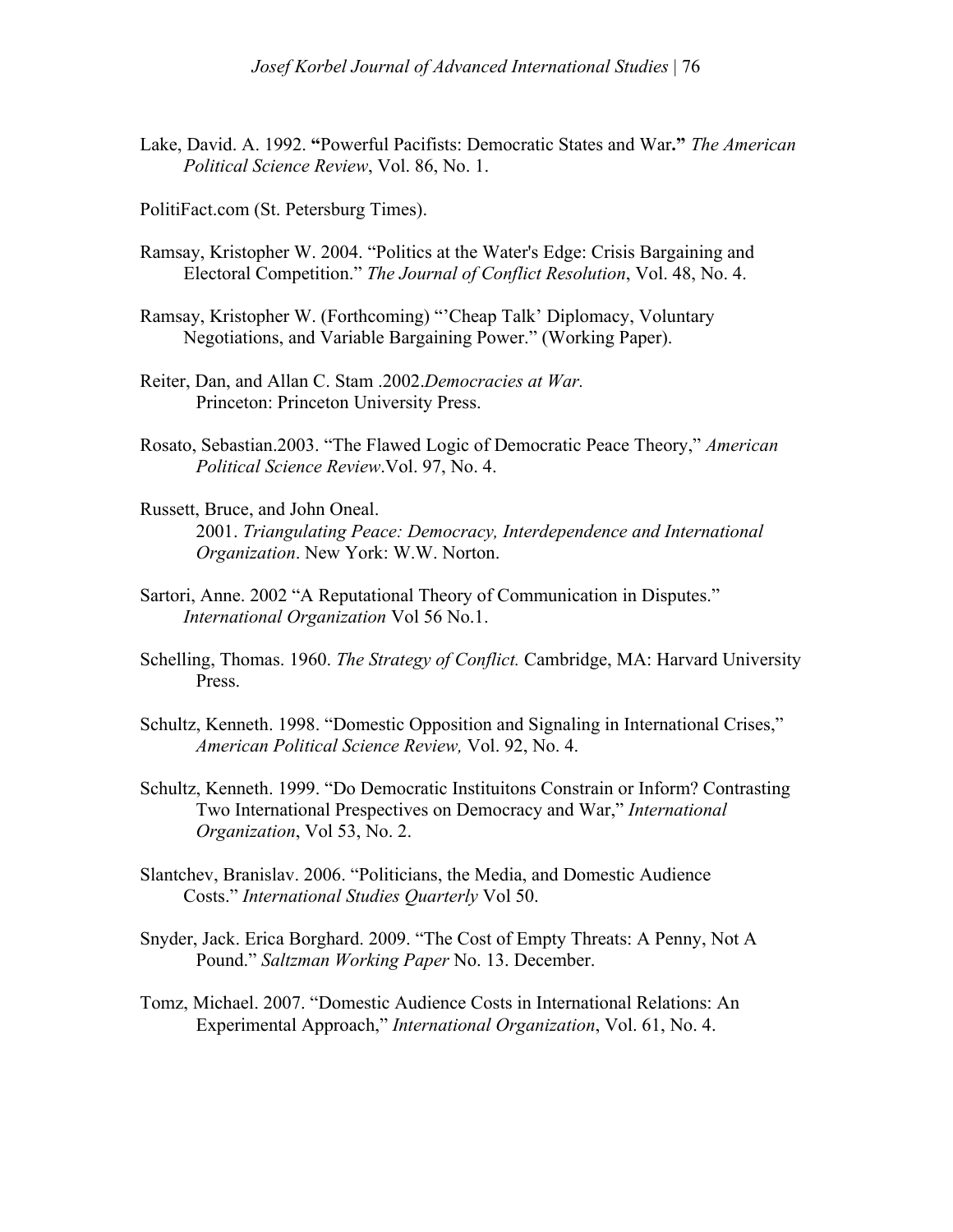Lake, David. A. 1992. **"**Powerful Pacifists: Democratic States and War**."** *The American Political Science Review*, Vol. 86, No. 1.

PolitiFact.com (St. Petersburg Times).

Ramsay, Kristopher W. 2004. "Politics at the Water's Edge: Crisis Bargaining and Electoral Competition." *The Journal of Conflict Resolution*, Vol. 48, No. 4.

Ramsay, Kristopher W. (Forthcoming) "'Cheap Talk' Diplomacy, Voluntary Negotiations, and Variable Bargaining Power." (Working Paper).

Reiter, Dan, and Allan C. Stam .2002.*Democracies at War.* Princeton: Princeton University Press.

Rosato, Sebastian.2003. "The Flawed Logic of Democratic Peace Theory," *American Political Science Review*.Vol. 97, No. 4.

Russett, Bruce, and John Oneal. 2001. *Triangulating Peace: Democracy, Interdependence and International Organization*. New York: W.W. Norton.

Sartori, Anne. 2002 "A Reputational Theory of Communication in Disputes." *International Organization* Vol 56 No.1.

Schelling, Thomas. 1960. *The Strategy of Conflict.* Cambridge, MA: Harvard University Press.

Schultz, Kenneth. 1998. "Domestic Opposition and Signaling in International Crises," *American Political Science Review,* Vol. 92, No. 4.

Schultz, Kenneth. 1999. "Do Democratic Instituitons Constrain or Inform? Contrasting Two International Prespectives on Democracy and War," *International Organization*, Vol 53, No. 2.

Slantchev, Branislav. 2006. "Politicians, the Media, and Domestic Audience Costs." *International Studies Quarterly* Vol 50.

Snyder, Jack. Erica Borghard. 2009. "The Cost of Empty Threats: A Penny, Not A Pound." *Saltzman Working Paper* No. 13. December.

Tomz, Michael. 2007. "Domestic Audience Costs in International Relations: An Experimental Approach," *International Organization*, Vol. 61, No. 4.